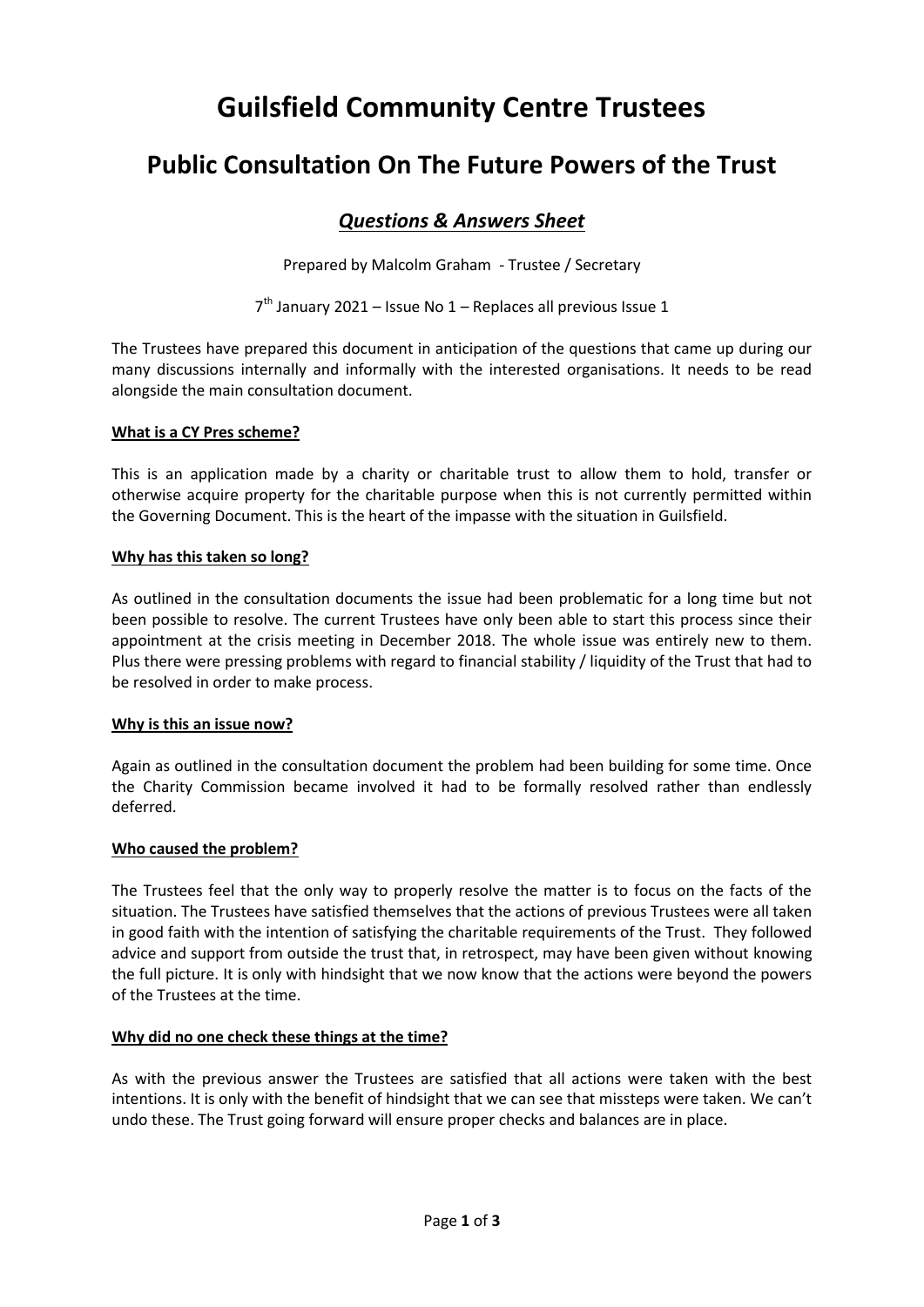# Guilsfield Community Centre Trustees

## Public Consultation On The Future Powers of the Trust

### *Questions & Answers Sheet*

Prepared by Malcolm Graham - Trustee / Secretary

7th January 2021 – Issue No 1 – Replaces all previous Issue 1

The Trustees have prepared this document in anticipation of the questions that came up during our many discussions internally and informally with the interested organisations. It needs to be read alongside the main consultation document.

**What is a CY Pres scheme?**

This is an application made by a charity or charitable trust to allow them to hold, transfer or otherwise acquire property for the charitable purpose when this is not currently permitted within the Governing Document. This is the heart of the impasse with the situation in Guilsfield.

**Why has this taken so long?**

As outlined in the consultation documents the issue had been problematic for a long time but not been possible to resolve. The current Trustees have only been able to start this process since their appointment at the crisis meeting in December 2018. The whole issue was entirely new to them. Plus there were pressing problems with regard to financial stability / liquidity of the Trust that had to be resolved in order to make process.

**Why is this an issue now?**

Again as outlined in the consultation document the problem had been building for some time. Once the Charity Commission became involved it had to be formally resolved rather than endlessly deferred.

**Who caused the problem?**

The Trustees feel that the only way to properly resolve the matter is to focus on the facts of the situation. The Trustees have satisfied themselves that the actions of previous Trustees were all taken in good faith with the intention of satisfying the charitable requirements of the Trust. They followed advice and support from outside the trust that, in retrospect, may have been given without knowing the full picture. It is only with hindsight that we now know that the actions were beyond the powers of the Trustees at the time.

**Why did no one check these things at the time?**

As with the previous answer the Trustees are satisfied that all actions were taken with the best intentions. It is only with the benefit of hindsight that we can see that missteps were taken. We can't undo these. The Trust going forward will ensure proper checks and balances are in place.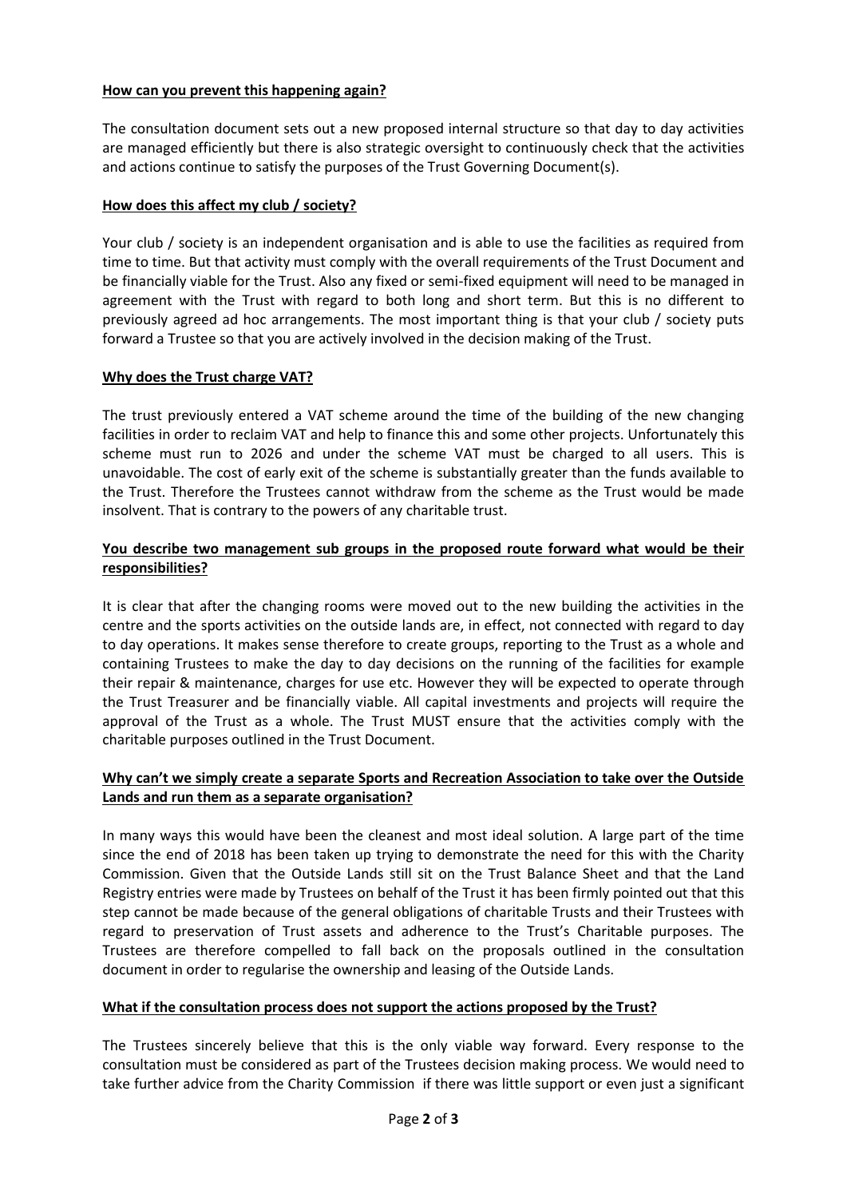**How can you prevent this happening again?**

The consultation document sets out a new proposed internal structure so that day to day activities are managed efficiently but there is also strategic oversight to continuously check that the activities and actions continue to satisfy the purposes of the Trust Governing Document(s).

**How does this affect my club / society?**

Your club / society is an independent organisation and is able to use the facilities as required from time to time. But that activity must comply with the overall requirements of the Trust Document and be financially viable for the Trust. Also any fixed or semi-fixed equipment will need to be managed in agreement with the Trust with regard to both long and short term. But this is no different to previously agreed ad hoc arrangements. The most important thing is that your club / society puts forward a Trustee so that you are actively involved in the decision making of the Trust.

**Why does the Trust charge VAT?**

The trust previously entered a VAT scheme around the time of the building of the new changing facilities in order to reclaim VAT and help to finance this and some other projects. Unfortunately this scheme must run to 2026 and under the scheme VAT must be charged to all users. This is unavoidable. The cost of early exit of the scheme is substantially greater than the funds available to the Trust. Therefore the Trustees cannot withdraw from the scheme as the Trust would be made insolvent. That is contrary to the powers of any charitable trust.

**You describe two management sub groups in the proposed route forward what would be their responsibilities?**

It is clear that after the changing rooms were moved out to the new building the activities in the centre and the sports activities on the outside lands are, in effect, not connected with regard to day to day operations. It makes sense therefore to create groups, reporting to the Trust as a whole and containing Trustees to make the day to day decisions on the running of the facilities for example their repair & maintenance, charges for use etc. However they will be expected to operate through the Trust Treasurer and be financially viable. All capital investments and projects will require the approval of the Trust as a whole. The Trust MUST ensure that the activities comply with the charitable purposes outlined in the Trust Document.

**Why can't we simply create a separate Sports and Recreation Association to take over the Outside Lands and run them as a separate organisation?**

In many ways this would have been the cleanest and most ideal solution. A large part of the time since the end of 2018 has been taken up trying to demonstrate the need for this with the Charity Commission. Given that the Outside Lands still sit on the Trust Balance Sheet and that the Land Registry entries were made by Trustees on behalf of the Trust it has been firmly pointed out that this step cannot be made because of the general obligations of charitable Trusts and their Trustees with regard to preservation of Trust assets and adherence to the Trust's Charitable purposes. The Trustees are therefore compelled to fall back on the proposals outlined in the consultation document in order to regularise the ownership and leasing of the Outside Lands.

**What if the consultation process does not support the actions proposed by the Trust?**

The Trustees sincerely believe that this is the only viable way forward. Every response to the consultation must be considered as part of the Trustees decision making process. We would need to take further advice from the Charity Commission if there was little support or even just a significant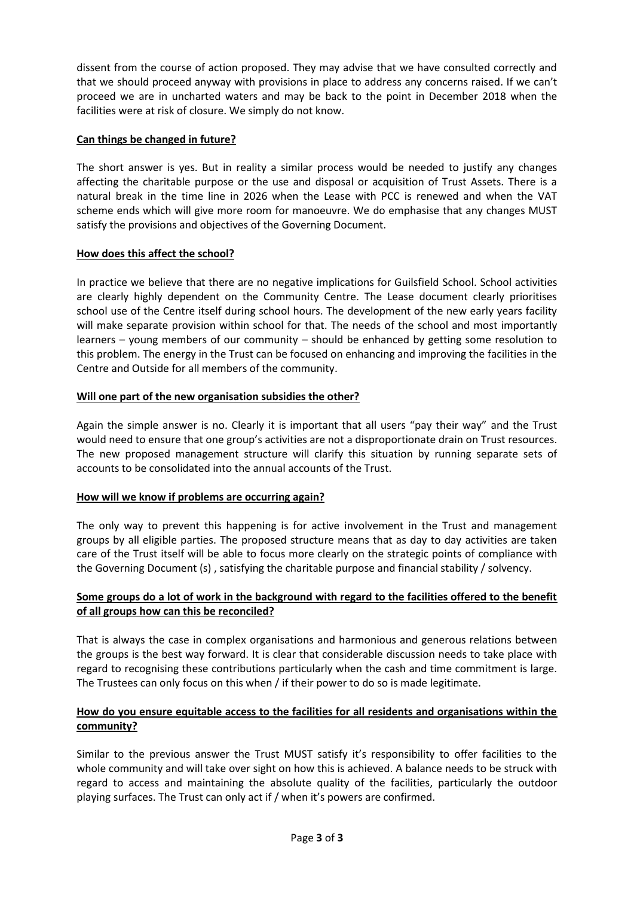dissent from the course of action proposed. They may advise that we have consulted correctly and that we should proceed anyway with provisions in place to address any concerns raised. If we can't proceed we are in uncharted waters and may be back to the point in December 2018 when the facilities were at risk of closure. We simply do not know.

**Can things be changed in future?**

The short answer is yes. But in reality a similar process would be needed to justify any changes affecting the charitable purpose or the use and disposal or acquisition of Trust Assets. There is a natural break in the time line in 2026 when the Lease with PCC is renewed and when the VAT scheme ends which will give more room for manoeuvre. We do emphasise that any changes MUST satisfy the provisions and objectives of the Governing Document.

**How does this affect the school?**

In practice we believe that there are no negative implications for Guilsfield School. School activities are clearly highly dependent on the Community Centre. The Lease document clearly prioritises school use of the Centre itself during school hours. The development of the new early years facility will make separate provision within school for that. The needs of the school and most importantly learners – young members of our community – should be enhanced by getting some resolution to this problem. The energy in the Trust can be focused on enhancing and improving the facilities in the Centre and Outside for all members of the community.

**Will one part of the new organisation subsidies the other?**

Again the simple answer is no. Clearly it is important that all users "pay their way" and the Trust would need to ensure that one group's activities are not a disproportionate drain on Trust resources. The new proposed management structure will clarify this situation by running separate sets of accounts to be consolidated into the annual accounts of the Trust.

**How will we know if problems are occurring again?**

The only way to prevent this happening is for active involvement in the Trust and management groups by all eligible parties. The proposed structure means that as day to day activities are taken care of the Trust itself will be able to focus more clearly on the strategic points of compliance with the Governing Document (s) , satisfying the charitable purpose and financial stability / solvency.

**Some groups do a lot of work in the background with regard to the facilities offered to the benefit of all groups how can this be reconciled?**

That is always the case in complex organisations and harmonious and generous relations between the groups is the best way forward. It is clear that considerable discussion needs to take place with regard to recognising these contributions particularly when the cash and time commitment is large. The Trustees can only focus on this when / if their power to do so is made legitimate.

**How do you ensure equitable access to the facilities for all residents and organisations within the community?**

Similar to the previous answer the Trust MUST satisfy it's responsibility to offer facilities to the whole community and will take over sight on how this is achieved. A balance needs to be struck with regard to access and maintaining the absolute quality of the facilities, particularly the outdoor playing surfaces. The Trust can only act if / when it's powers are confirmed.